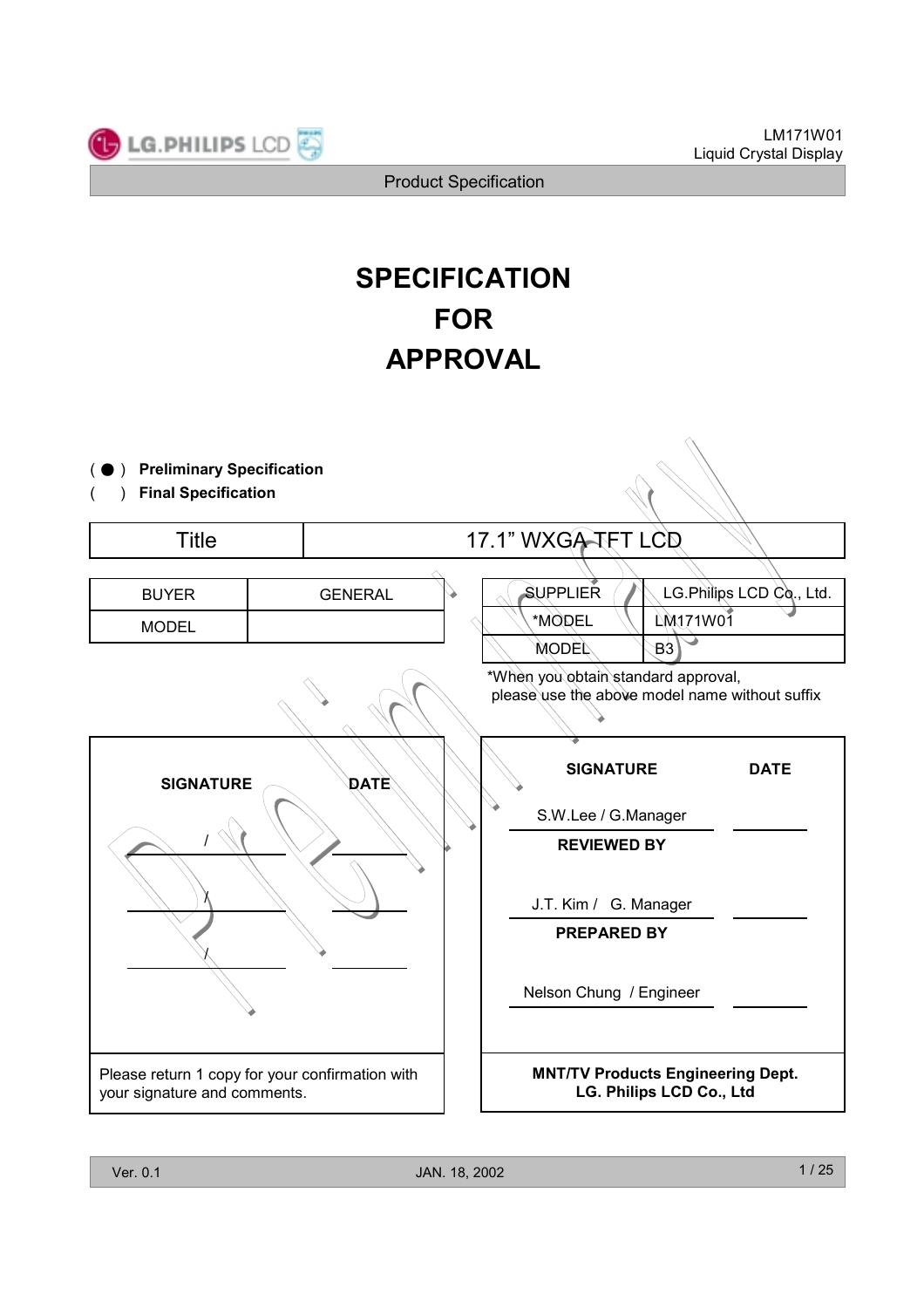# SPECIFICATION FOR APPROVAL

( ● ) **Preliminary Specification**

(   ) **Final Specification**

| Title | 17.1" WXGA TFT LCD |
|---|---|

| BUYER | GENERAL |
|---|---|
| MODEL | |

| SUPPLIER | LG.Philips LCD Co., Ltd. |
|---|---|
| *MODEL | LM171W01 |
| MODEL | B3 |

*When you obtain standard approval, please use the above model name without suffix

| SIGNATURE | DATE |
|---|---|
| / | |
| / | |
| / | |

Please return 1 copy for your confirmation with your signature and comments.

| SIGNATURE | DATE |
|---|---|
| S.W.Lee / G.Manager | |
| **REVIEWED BY** | |
| J.T. Kim / G. Manager | |
| **PREPARED BY** | |
| Nelson Chung / Engineer | |

**MNT/TV Products Engineering Dept.**
**LG. Philips LCD Co., Ltd**

Ver. 0.1 JAN. 18, 2002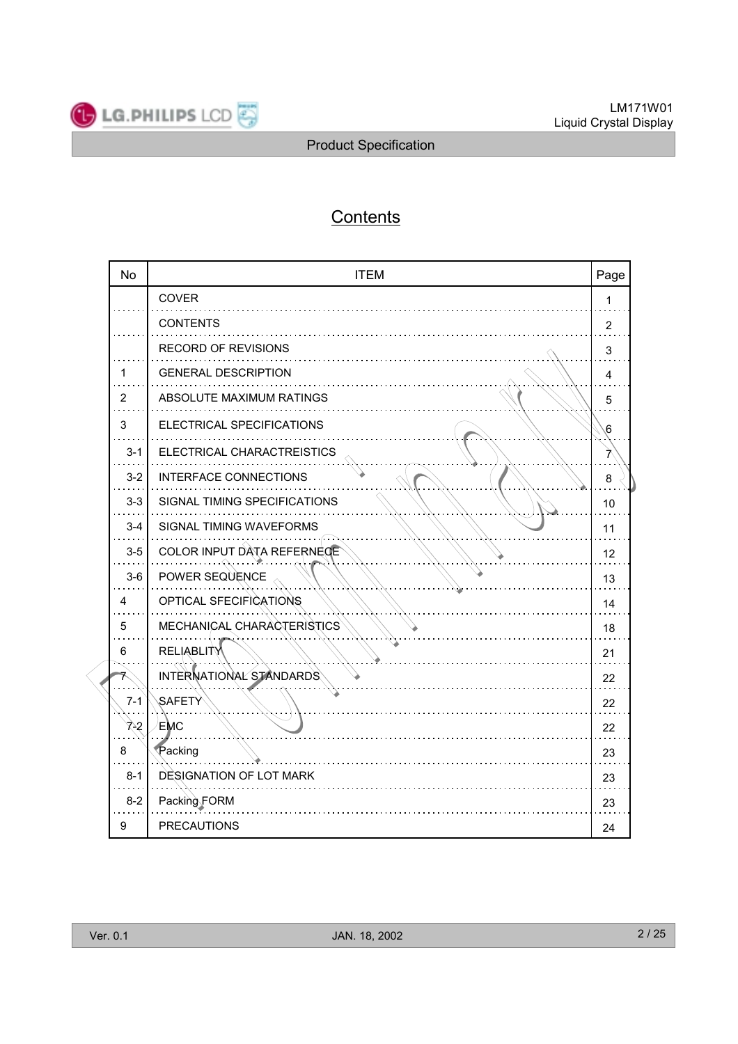# Contents

| No | ITEM | Page |
|---|---|---|
| | COVER | 1 |
| | CONTENTS | 2 |
| | RECORD OF REVISIONS | 3 |
| 1 | GENERAL DESCRIPTION | 4 |
| 2 | ABSOLUTE MAXIMUM RATINGS | 5 |
| 3 | ELECTRICAL SPECIFICATIONS | 6 |
| 3-1 | ELECTRICAL CHARACTREISTICS | 7 |
| 3-2 | INTERFACE CONNECTIONS | 8 |
| 3-3 | SIGNAL TIMING SPECIFICATIONS | 10 |
| 3-4 | SIGNAL TIMING WAVEFORMS | 11 |
| 3-5 | COLOR INPUT DATA REFERNECE | 12 |
| 3-6 | POWER SEQUENCE | 13 |
| 4 | OPTICAL SFECIFICATIONS | 14 |
| 5 | MECHANICAL CHARACTERISTICS | 18 |
| 6 | RELIABLITY | 21 |
| 7 | INTERNATIONAL STANDARDS | 22 |
| 7-1 | SAFETY | 22 |
| 7-2 | EMC | 22 |
| 8 | Packing | 23 |
| 8-1 | DESIGNATION OF LOT MARK | 23 |
| 8-2 | Packing FORM | 23 |
| 9 | PRECAUTIONS | 24 |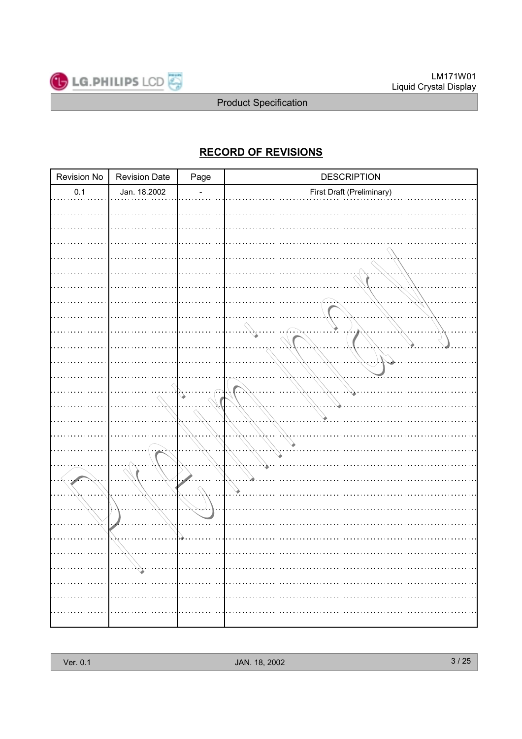# RECORD OF REVISIONS

| Revision No | Revision Date | Page | DESCRIPTION |
|---|---|---|---|
| 0.1 | Jan. 18.2002 | - | First Draft (Preliminary) |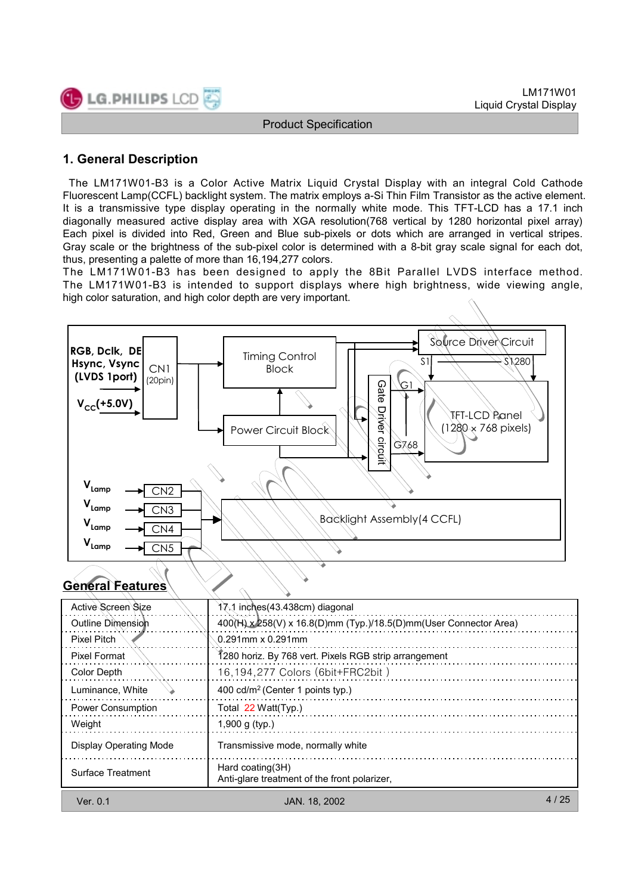## 1. General Description

The LM171W01-B3 is a Color Active Matrix Liquid Crystal Display with an integral Cold Cathode Fluorescent Lamp(CCFL) backlight system. The matrix employs a-Si Thin Film Transistor as the active element. It is a transmissive type display operating in the normally white mode. This TFT-LCD has a 17.1 inch diagonally measured active display area with XGA resolution(768 vertical by 1280 horizontal pixel array) Each pixel is divided into Red, Green and Blue sub-pixels or dots which are arranged in vertical stripes. Gray scale or the brightness of the sub-pixel color is determined with a 8-bit gray scale signal for each dot, thus, presenting a palette of more than 16,194,277 colors.
The LM171W01-B3 has been designed to apply the 8Bit Parallel LVDS interface method.
The LM171W01-B3 is intended to support displays where high brightness, wide viewing angle, high color saturation, and high color depth are very important.

RGB, Dclk, DE
Hsync, Vsync
(LVDS 1port)

$V_{CC}$(+5.0V)

CN1 (20pin)

Timing Control Block

Power Circuit Block

Source Driver Circuit

S1 — S1280

Gate Driver circuit

G1

G768

TFT-LCD Panel (1280 × 768 pixels)

$V_{Lamp}$ → CN2
$V_{Lamp}$ → CN3
$V_{Lamp}$ → CN4
$V_{Lamp}$ → CN5

Backlight Assembly(4 CCFL)

### General Features

| | |
|---|---|
| Active Screen Size | 17.1 inches(43.438cm) diagonal |
| Outline Dimension | 400(H) x 258(V) x 16.8(D)mm (Typ.)/18.5(D)mm(User Connector Area) |
| Pixel Pitch | 0.291mm x 0.291mm |
| Pixel Format | 1280 horiz. By 768 vert. Pixels RGB strip arrangement |
| Color Depth | 16,194,277 Colors (6bit+FRC2bit ) |
| Luminance, White | 400 cd/m$^2$ (Center 1 points typ.) |
| Power Consumption | Total 22 Watt(Typ.) |
| Weight | 1,900 g (typ.) |
| Display Operating Mode | Transmissive mode, normally white |
| Surface Treatment | Hard coating(3H)<br>Anti-glare treatment of the front polarizer, |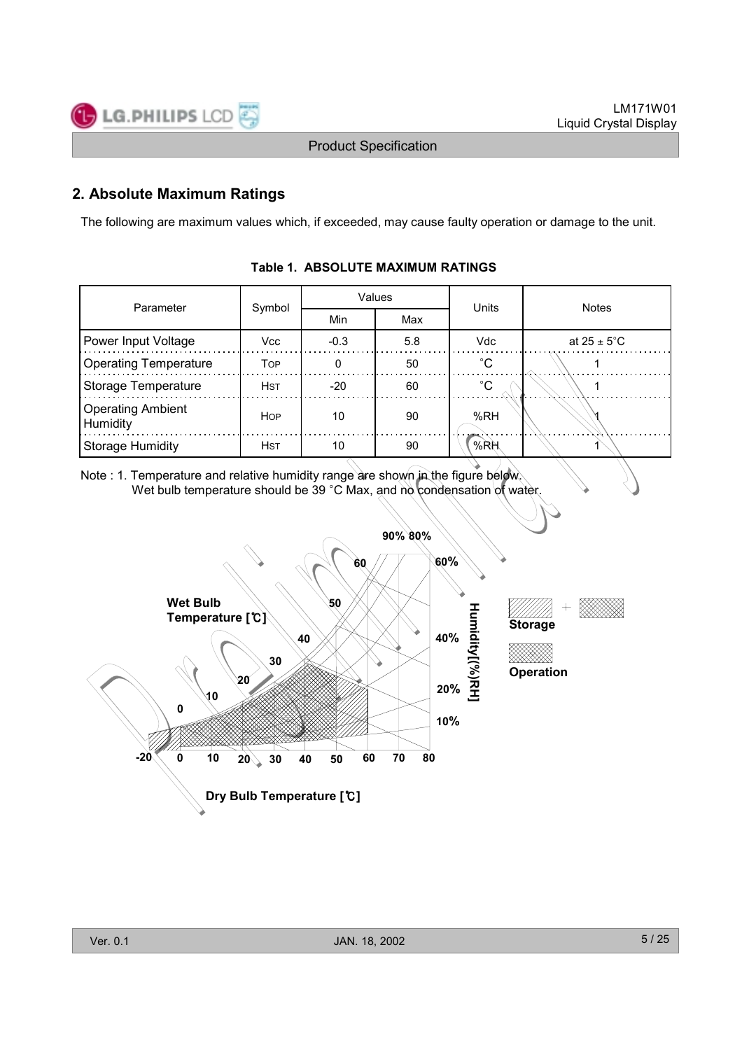## 2. Absolute Maximum Ratings

The following are maximum values which, if exceeded, may cause faulty operation or damage to the unit.

**Table 1. ABSOLUTE MAXIMUM RATINGS**

| Parameter | Symbol | Values | | Units | Notes |
|---|---|---|---|---|---|
| | | Min | Max | | |
| Power Input Voltage | Vcc | -0.3 | 5.8 | Vdc | at 25 ± 5°C |
| Operating Temperature | TOP | 0 | 50 | °C | 1 |
| Storage Temperature | HST | -20 | 60 | °C | 1 |
| Operating Ambient Humidity | HOP | 10 | 90 | %RH | 1 |
| Storage Humidity | HST | 10 | 90 | %RH | 1 |

Note : 1. Temperature and relative humidity range are shown in the figure below.
Wet bulb temperature should be 39 °C Max, and no condensation of water.

Wet Bulb Temperature [℃]

Humidity[(%)RH]

Dry Bulb Temperature [℃]

Storage

Operation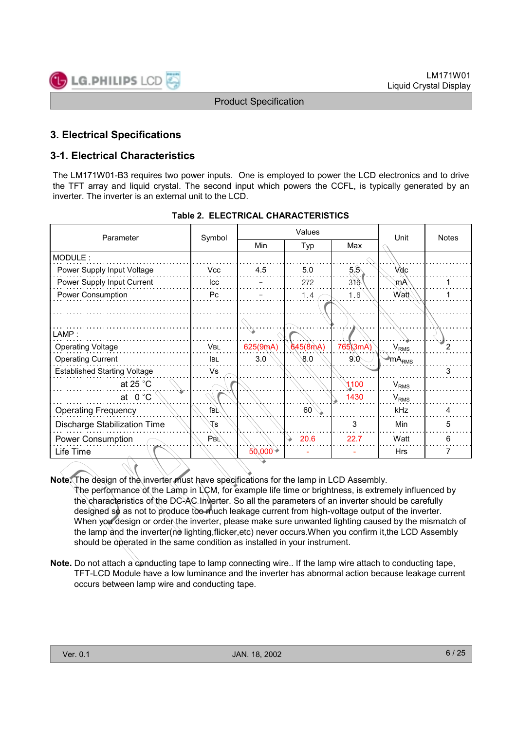## 3. Electrical Specifications

### 3-1. Electrical Characteristics

The LM171W01-B3 requires two power inputs. One is employed to power the LCD electronics and to drive the TFT array and liquid crystal. The second input which powers the CCFL, is typically generated by an inverter. The inverter is an external unit to the LCD.

**Table 2. ELECTRICAL CHARACTERISTICS**

| Parameter | Symbol | Values | | | Unit | Notes |
|---|---|---|---|---|---|---|
| | | Min | Typ | Max | | |
| MODULE : | | | | | | |
| Power Supply Input Voltage | Vcc | 4.5 | 5.0 | 5.5 | Vdc | |
| Power Supply Input Current | Icc | - | 272 | 316 | mA | 1 |
| Power Consumption | Pc | - | 1.4 | 1.6 | Watt | 1 |
| | | | | | | |
| | | | | | | |
| LAMP : | | | | | | |
| Operating Voltage | $V_{BL}$ | 625(9mA) | 645(8mA) | 765(3mA) | $V_{RMS}$ | 2 |
| Operating Current | $I_{BL}$ | 3.0 | 8.0 | 9.0 | $mA_{RMS}$ | |
| Established Starting Voltage | Vs | | | | | 3 |
| at 25 °C | | | | 1100 | $V_{RMS}$ | |
| at 0 °C | | | | 1430 | $V_{RMS}$ | |
| Operating Frequency | $f_{BL}$ | | 60 | | kHz | 4 |
| Discharge Stabilization Time | Ts | | | 3 | Min | 5 |
| Power Consumption | $P_{BL}$ | | 20.6 | 22.7 | Watt | 6 |
| Life Time | | 50,000 | - | - | Hrs | 7 |

**Note.** The design of the inverter must have specifications for the lamp in LCD Assembly.
The performance of the Lamp in LCM, for example life time or brightness, is extremely influenced by the characteristics of the DC-AC Inverter. So all the parameters of an inverter should be carefully designed so as not to produce too much leakage current from high-voltage output of the inverter. When you design or order the inverter, please make sure unwanted lighting caused by the mismatch of the lamp and the inverter(no lighting,flicker,etc) never occurs.When you confirm it,the LCD Assembly should be operated in the same condition as installed in your instrument.

**Note.** Do not attach a conducting tape to lamp connecting wire.. If the lamp wire attach to conducting tape, TFT-LCD Module have a low luminance and the inverter has abnormal action because leakage current occurs between lamp wire and conducting tape.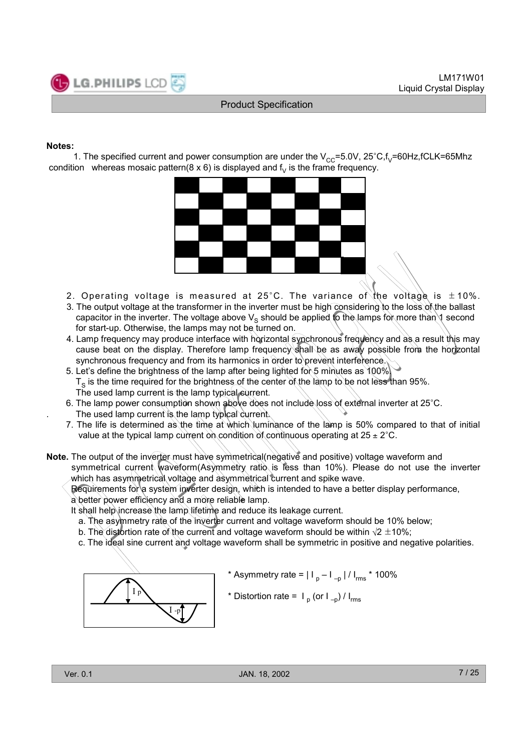**Notes:**

1. The specified current and power consumption are under the $V_{CC}$=5.0V, 25°C, $f_V$=60Hz, fCLK=65Mhz condition whereas mosaic pattern(8 x 6) is displayed and $f_V$ is the frame frequency.

2. Operating voltage is measured at 25°C. The variance of the voltage is ±10%.
3. The output voltage at the transformer in the inverter must be high considering to the loss of the ballast capacitor in the inverter. The voltage above $V_S$ should be applied to the lamps for more than 1 second for start-up. Otherwise, the lamps may not be turned on.
4. Lamp frequency may produce interface with horizontal synchronous frequency and as a result this may cause beat on the display. Therefore lamp frequency shall be as away possible from the horizontal synchronous frequency and from its harmonics in order to prevent interference.
5. Let's define the brightness of the lamp after being lighted for 5 minutes as 100%. $T_S$ is the time required for the brightness of the center of the lamp to be not less than 95%. The used lamp current is the lamp typical current.
6. The lamp power consumption shown above does not include loss of external inverter at 25°C. The used lamp current is the lamp typical current.
7. The life is determined as the time at which luminance of the lamp is 50% compared to that of initial value at the typical lamp current on condition of continuous operating at 25 ± 2°C.

**Note.** The output of the inverter must have symmetrical(negative and positive) voltage waveform and symmetrical current waveform(Asymmetry ratio is less than 10%). Please do not use the inverter which has asymmetrical voltage and asymmetrical current and spike wave.
Requirements for a system inverter design, which is intended to have a better display performance, a better power efficiency and a more reliable lamp.
It shall help increase the lamp lifetime and reduce its leakage current.

a. The asymmetry rate of the inverter current and voltage waveform should be 10% below;
b. The distortion rate of the current and voltage waveform should be within √2 ±10%;
c. The ideal sine current and voltage waveform shall be symmetric in positive and negative polarities.

* Asymmetry rate = $| I_p - I_{-p} | / I_{rms}$ * 100%

* Distortion rate = $I_p$ (or $I_{-p}$) / $I_{rms}$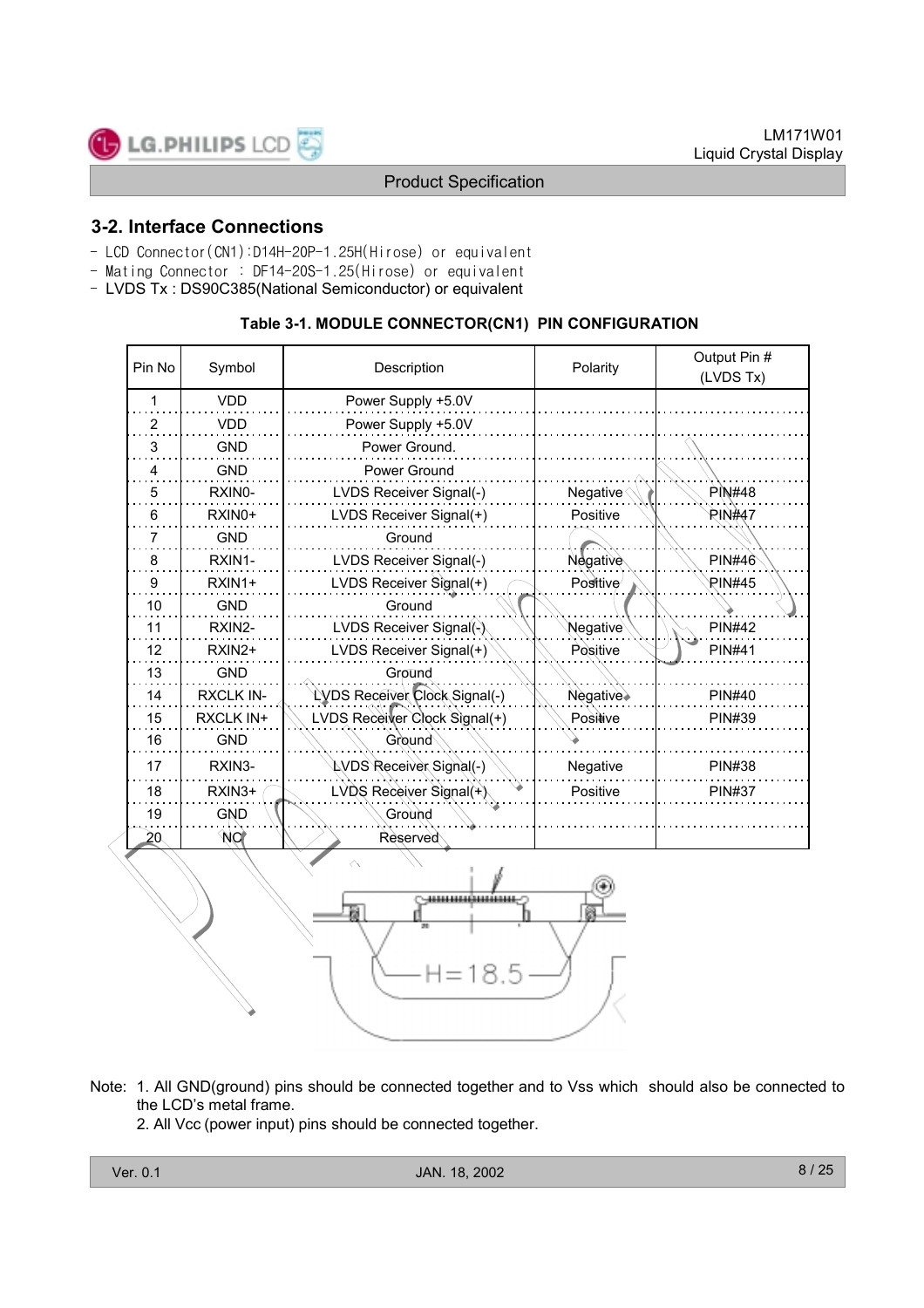## 3-2. Interface Connections

- LCD Connector(CN1):D14H-20P-1.25H(Hirose) or equivalent
- Mating Connector : DF14-20S-1.25(Hirose) or equivalent
- LVDS Tx : DS90C385(National Semiconductor) or equivalent

**Table 3-1. MODULE CONNECTOR(CN1) PIN CONFIGURATION**

| Pin No | Symbol | Description | Polarity | Output Pin # (LVDS Tx) |
|---|---|---|---|---|
| 1 | VDD | Power Supply +5.0V | | |
| 2 | VDD | Power Supply +5.0V | | |
| 3 | GND | Power Ground. | | |
| 4 | GND | Power Ground | | |
| 5 | RXIN0- | LVDS Receiver Signal(-) | Negative | PIN#48 |
| 6 | RXIN0+ | LVDS Receiver Signal(+) | Positive | PIN#47 |
| 7 | GND | Ground | | |
| 8 | RXIN1- | LVDS Receiver Signal(-) | Negative | PIN#46 |
| 9 | RXIN1+ | LVDS Receiver Signal(+) | Positive | PIN#45 |
| 10 | GND | Ground | | |
| 11 | RXIN2- | LVDS Receiver Signal(-) | Negative | PIN#42 |
| 12 | RXIN2+ | LVDS Receiver Signal(+) | Positive | PIN#41 |
| 13 | GND | Ground | | |
| 14 | RXCLK IN- | LVDS Receiver Clock Signal(-) | Negative | PIN#40 |
| 15 | RXCLK IN+ | LVDS Receiver Clock Signal(+) | Positive | PIN#39 |
| 16 | GND | Ground | | |
| 17 | RXIN3- | LVDS Receiver Signal(-) | Negative | PIN#38 |
| 18 | RXIN3+ | LVDS Receiver Signal(+) | Positive | PIN#37 |
| 19 | GND | Ground | | |
| 20 | NC | Reserved | | |

H=18.5

Note: 1. All GND(ground) pins should be connected together and to Vss which should also be connected to the LCD's metal frame.

2. All Vcc (power input) pins should be connected together.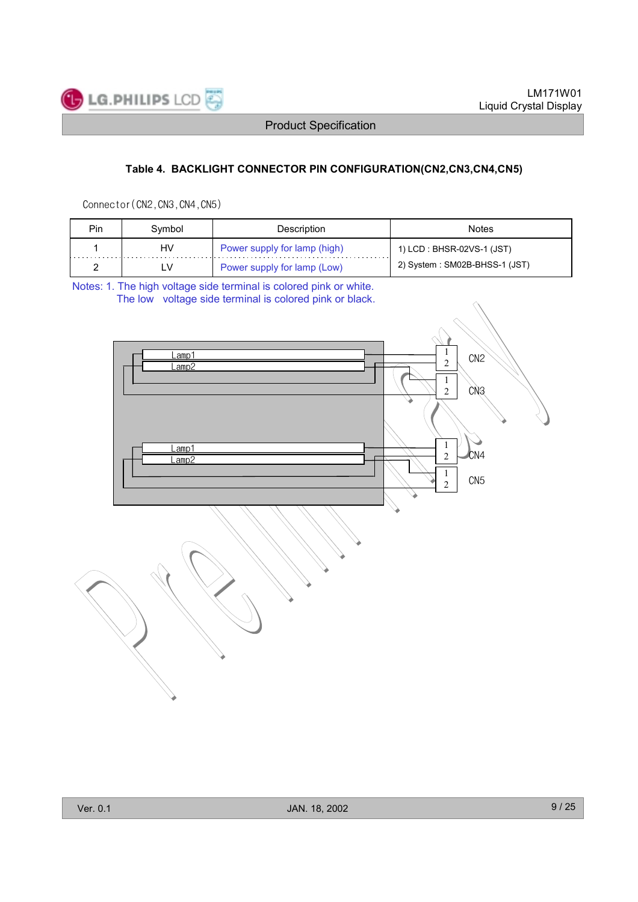### Table 4. BACKLIGHT CONNECTOR PIN CONFIGURATION(CN2,CN3,CN4,CN5)

Connector(CN2,CN3,CN4,CN5)

| Pin | Symbol | Description | Notes |
|---|---|---|---|
| 1 | HV | Power supply for lamp (high) | 1) LCD : BHSR-02VS-1 (JST) |
| 2 | LV | Power supply for lamp (Low) | 2) System : SM02B-BHSS-1 (JST) |

Notes: 1. The high voltage side terminal is colored pink or white.
The low voltage side terminal is colored pink or black.

Lamp1
Lamp2
CN2
CN3

Lamp1
Lamp2
CN4
CN5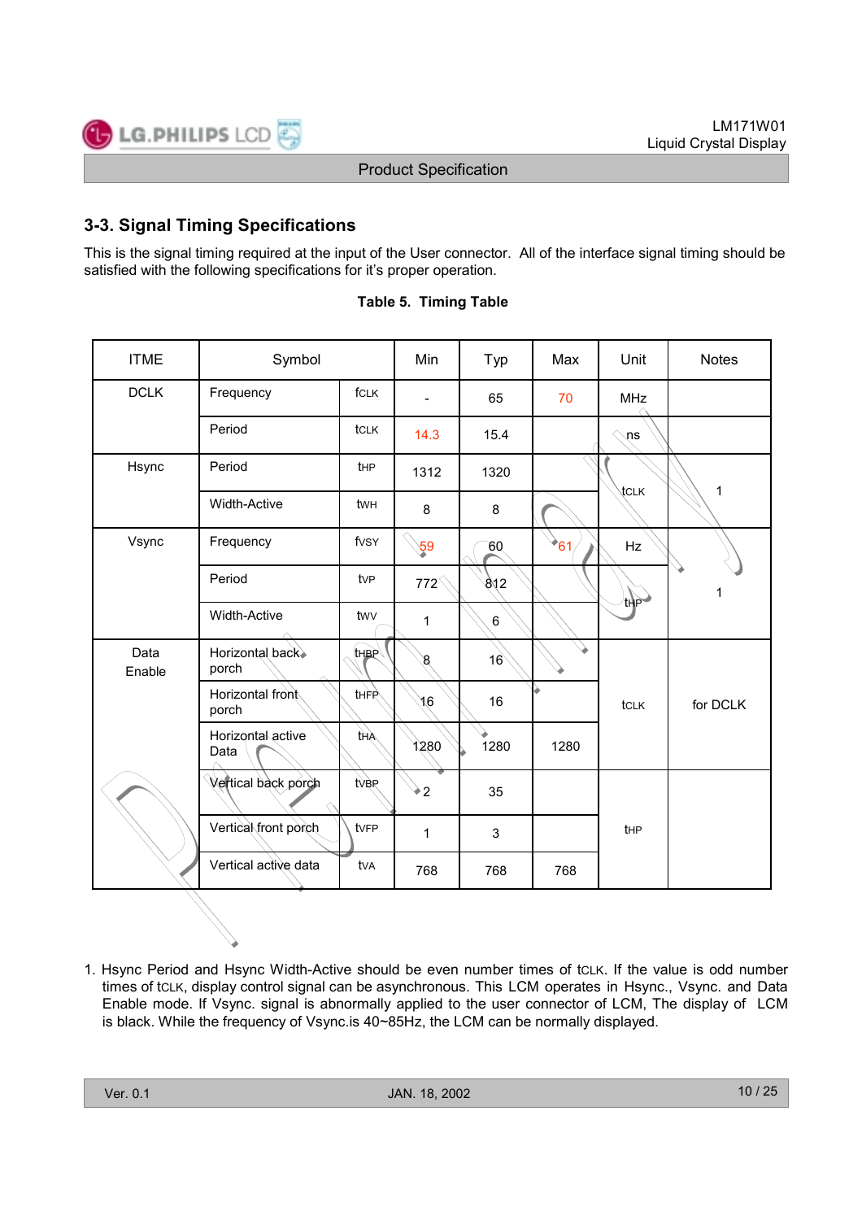## 3-3. Signal Timing Specifications

This is the signal timing required at the input of the User connector. All of the interface signal timing should be satisfied with the following specifications for it's proper operation.

**Table 5. Timing Table**

| ITME | Symbol | | Min | Typ | Max | Unit | Notes |
|---|---|---|---|---|---|---|---|
| DCLK | Frequency | fCLK | - | 65 | 70 | MHz | |
| | Period | tCLK | 14.3 | 15.4 | | ns | |
| Hsync | Period | tHP | 1312 | 1320 | | tCLK | 1 |
| | Width-Active | tWH | 8 | 8 | | | |
| Vsync | Frequency | fVSY | 59 | 60 | 61 | Hz | 1 |
| | Period | tVP | 772 | 812 | | tHP | |
| | Width-Active | tWV | 1 | 6 | | | |
| Data Enable | Horizontal back porch | tHBP | 8 | 16 | | tCLK | for DCLK |
| | Horizontal front porch | tHFP | 16 | 16 | | | |
| | Horizontal active Data | tHA | 1280 | 1280 | 1280 | | |
| | Vertical back porch | tVBP | 2 | 35 | | tHP | |
| | Vertical front porch | tVFP | 1 | 3 | | | |
| | Vertical active data | tVA | 768 | 768 | 768 | | |

1. Hsync Period and Hsync Width-Active should be even number times of tCLK. If the value is odd number times of tCLK, display control signal can be asynchronous. This LCM operates in Hsync., Vsync. and Data Enable mode. If Vsync. signal is abnormally applied to the user connector of LCM, The display of LCM is black. While the frequency of Vsync.is 40~85Hz, the LCM can be normally displayed.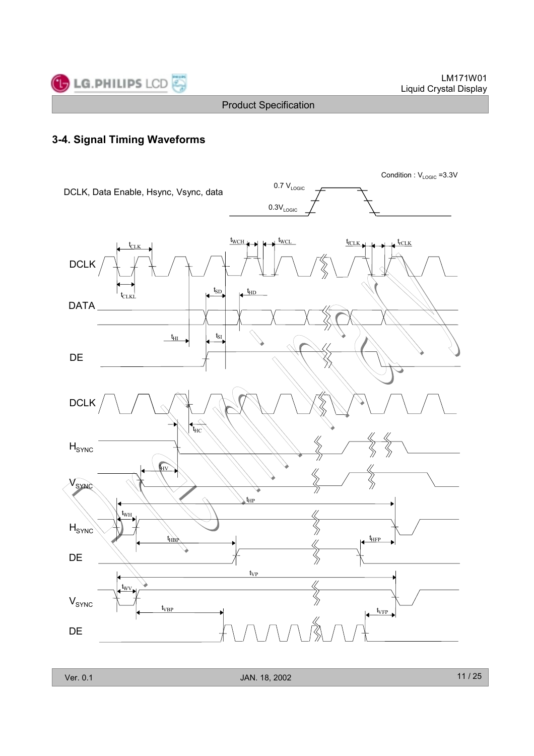## 3-4. Signal Timing Waveforms

Condition : $V_{LOGIC}$ =3.3V

DCLK, Data Enable, Hsync, Vsync, data

0.7 $V_{LOGIC}$

0.3$V_{LOGIC}$

DCLK

$t_{CLK}$ $t_{WCH}$ $t_{WCL}$ $t_{fCLK}$ $t_{rCLK}$

$t_{CLKL}$

DATA

$t_{SD}$ $t_{HD}$

$t_{HI}$ $t_{SI}$

DE

DCLK

$t_{HC}$

$H_{SYNC}$

$t_{HV}$

$V_{SYNC}$

$t_{HP}$

$t_{WH}$

$H_{SYNC}$

$t_{HBP}$ $t_{HFP}$

DE

$t_{VP}$

$t_{WV}$

$V_{SYNC}$

$t_{VBP}$ $t_{VFP}$

DE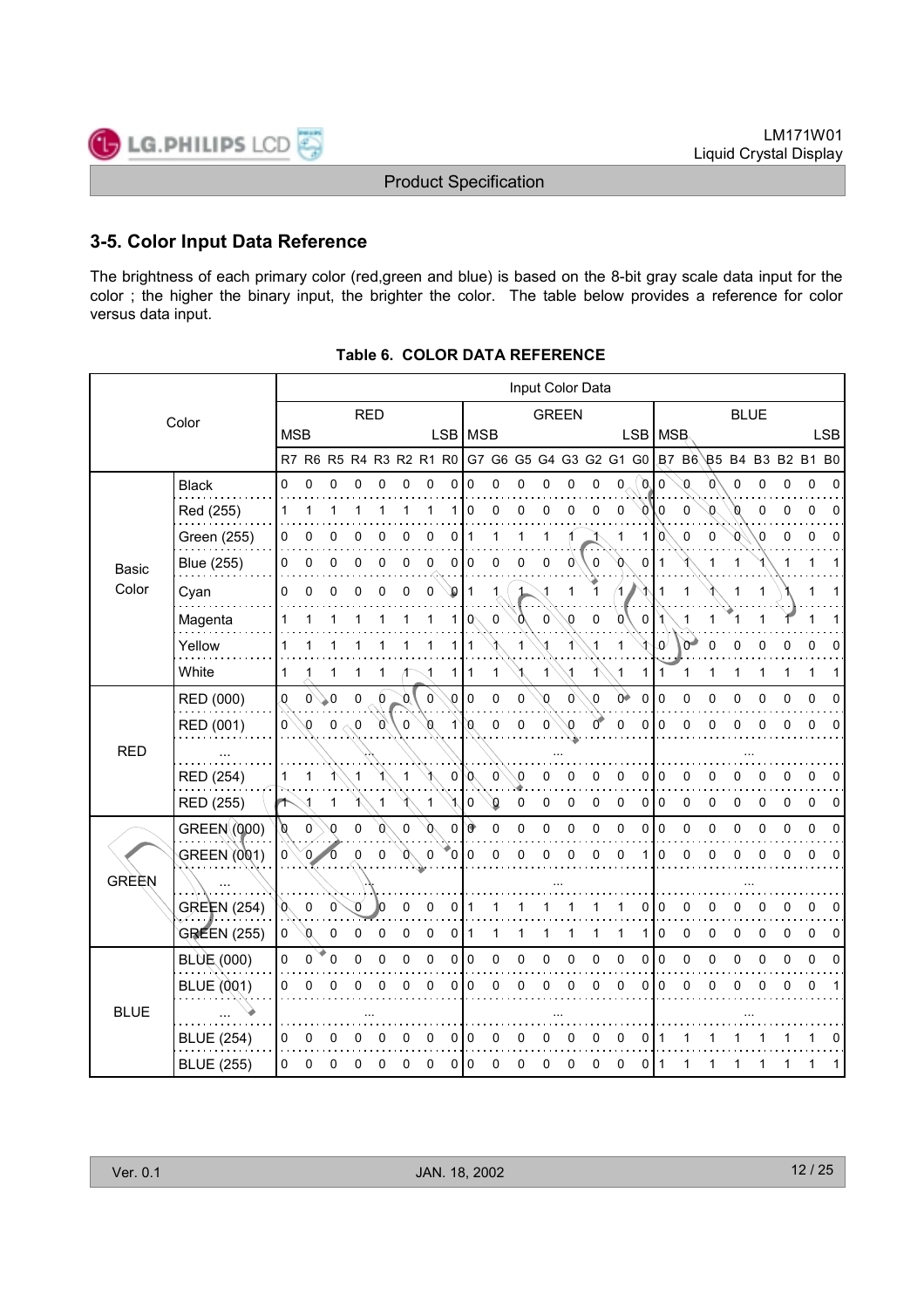## 3-5. Color Input Data Reference

The brightness of each primary color (red,green and blue) is based on the 8-bit gray scale data input for the color ; the higher the binary input, the brighter the color. The table below provides a reference for color versus data input.

**Table 6. COLOR DATA REFERENCE**

| Color | | Input Color Data | | | | | | | | | | | | | | | | | | | | | | | |
|---|---|---|---|---|---|---|---|---|---|---|---|---|---|---|---|---|---|---|---|---|---|---|---|---|---|
| | | RED | | | | | | | | GREEN | | | | | | | | BLUE | | | | | | | |
| | | MSB | | | | | | | LSB | MSB | | | | | | | LSB | MSB | | | | | | | LSB |
| | | R7 | R6 | R5 | R4 | R3 | R2 | R1 | R0 | G7 | G6 | G5 | G4 | G3 | G2 | G1 | G0 | B7 | B6 | B5 | B4 | B3 | B2 | B1 | B0 |
| Basic Color | Black | 0 | 0 | 0 | 0 | 0 | 0 | 0 | 0 | 0 | 0 | 0 | 0 | 0 | 0 | 0 | 0 | 0 | 0 | 0 | 0 | 0 | 0 | 0 | 0 |
| | Red (255) | 1 | 1 | 1 | 1 | 1 | 1 | 1 | 1 | 0 | 0 | 0 | 0 | 0 | 0 | 0 | 0 | 0 | 0 | 0 | 0 | 0 | 0 | 0 | 0 |
| | Green (255) | 0 | 0 | 0 | 0 | 0 | 0 | 0 | 0 | 1 | 1 | 1 | 1 | 1 | 1 | 1 | 1 | 0 | 0 | 0 | 0 | 0 | 0 | 0 | 0 |
| | Blue (255) | 0 | 0 | 0 | 0 | 0 | 0 | 0 | 0 | 0 | 0 | 0 | 0 | 0 | 0 | 0 | 0 | 1 | 1 | 1 | 1 | 1 | 1 | 1 | 1 |
| | Cyan | 0 | 0 | 0 | 0 | 0 | 0 | 0 | 0 | 1 | 1 | 1 | 1 | 1 | 1 | 1 | 1 | 1 | 1 | 1 | 1 | 1 | 1 | 1 | 1 |
| | Magenta | 1 | 1 | 1 | 1 | 1 | 1 | 1 | 1 | 0 | 0 | 0 | 0 | 0 | 0 | 0 | 0 | 1 | 1 | 1 | 1 | 1 | 1 | 1 | 1 |
| | Yellow | 1 | 1 | 1 | 1 | 1 | 1 | 1 | 1 | 1 | 1 | 1 | 1 | 1 | 1 | 1 | 1 | 0 | 0 | 0 | 0 | 0 | 0 | 0 | 0 |
| | White | 1 | 1 | 1 | 1 | 1 | 1 | 1 | 1 | 1 | 1 | 1 | 1 | 1 | 1 | 1 | 1 | 1 | 1 | 1 | 1 | 1 | 1 | 1 | 1 |
| RED | RED (000) | 0 | 0 | 0 | 0 | 0 | 0 | 0 | 0 | 0 | 0 | 0 | 0 | 0 | 0 | 0 | 0 | 0 | 0 | 0 | 0 | 0 | 0 | 0 | 0 |
| | RED (001) | 0 | 0 | 0 | 0 | 0 | 0 | 0 | 1 | 0 | 0 | 0 | 0 | 0 | 0 | 0 | 0 | 0 | 0 | 0 | 0 | 0 | 0 | 0 | 0 |
| | ... | | | | ... | | | | | | | | ... | | | | | | | | ... | | | | |
| | RED (254) | 1 | 1 | 1 | 1 | 1 | 1 | 1 | 0 | 0 | 0 | 0 | 0 | 0 | 0 | 0 | 0 | 0 | 0 | 0 | 0 | 0 | 0 | 0 | 0 |
| | RED (255) | 1 | 1 | 1 | 1 | 1 | 1 | 1 | 1 | 0 | 0 | 0 | 0 | 0 | 0 | 0 | 0 | 0 | 0 | 0 | 0 | 0 | 0 | 0 | 0 |
| GREEN | GREEN (000) | 0 | 0 | 0 | 0 | 0 | 0 | 0 | 0 | 0 | 0 | 0 | 0 | 0 | 0 | 0 | 0 | 0 | 0 | 0 | 0 | 0 | 0 | 0 | 0 |
| | GREEN (001) | 0 | 0 | 0 | 0 | 0 | 0 | 0 | 0 | 0 | 0 | 0 | 0 | 0 | 0 | 0 | 1 | 0 | 0 | 0 | 0 | 0 | 0 | 0 | 0 |
| | ... | | | | ... | | | | | | | | ... | | | | | | | | ... | | | | |
| | GREEN (254) | 0 | 0 | 0 | 0 | 0 | 0 | 0 | 0 | 1 | 1 | 1 | 1 | 1 | 1 | 1 | 0 | 0 | 0 | 0 | 0 | 0 | 0 | 0 | 0 |
| | GREEN (255) | 0 | 0 | 0 | 0 | 0 | 0 | 0 | 0 | 1 | 1 | 1 | 1 | 1 | 1 | 1 | 1 | 0 | 0 | 0 | 0 | 0 | 0 | 0 | 0 |
| BLUE | BLUE (000) | 0 | 0 | 0 | 0 | 0 | 0 | 0 | 0 | 0 | 0 | 0 | 0 | 0 | 0 | 0 | 0 | 0 | 0 | 0 | 0 | 0 | 0 | 0 | 0 |
| | BLUE (001) | 0 | 0 | 0 | 0 | 0 | 0 | 0 | 0 | 0 | 0 | 0 | 0 | 0 | 0 | 0 | 0 | 0 | 0 | 0 | 0 | 0 | 0 | 0 | 1 |
| | ... | | | | ... | | | | | | | | ... | | | | | | | | ... | | | | |
| | BLUE (254) | 0 | 0 | 0 | 0 | 0 | 0 | 0 | 0 | 0 | 0 | 0 | 0 | 0 | 0 | 0 | 0 | 1 | 1 | 1 | 1 | 1 | 1 | 1 | 0 |
| | BLUE (255) | 0 | 0 | 0 | 0 | 0 | 0 | 0 | 0 | 0 | 0 | 0 | 0 | 0 | 0 | 0 | 0 | 1 | 1 | 1 | 1 | 1 | 1 | 1 | 1 |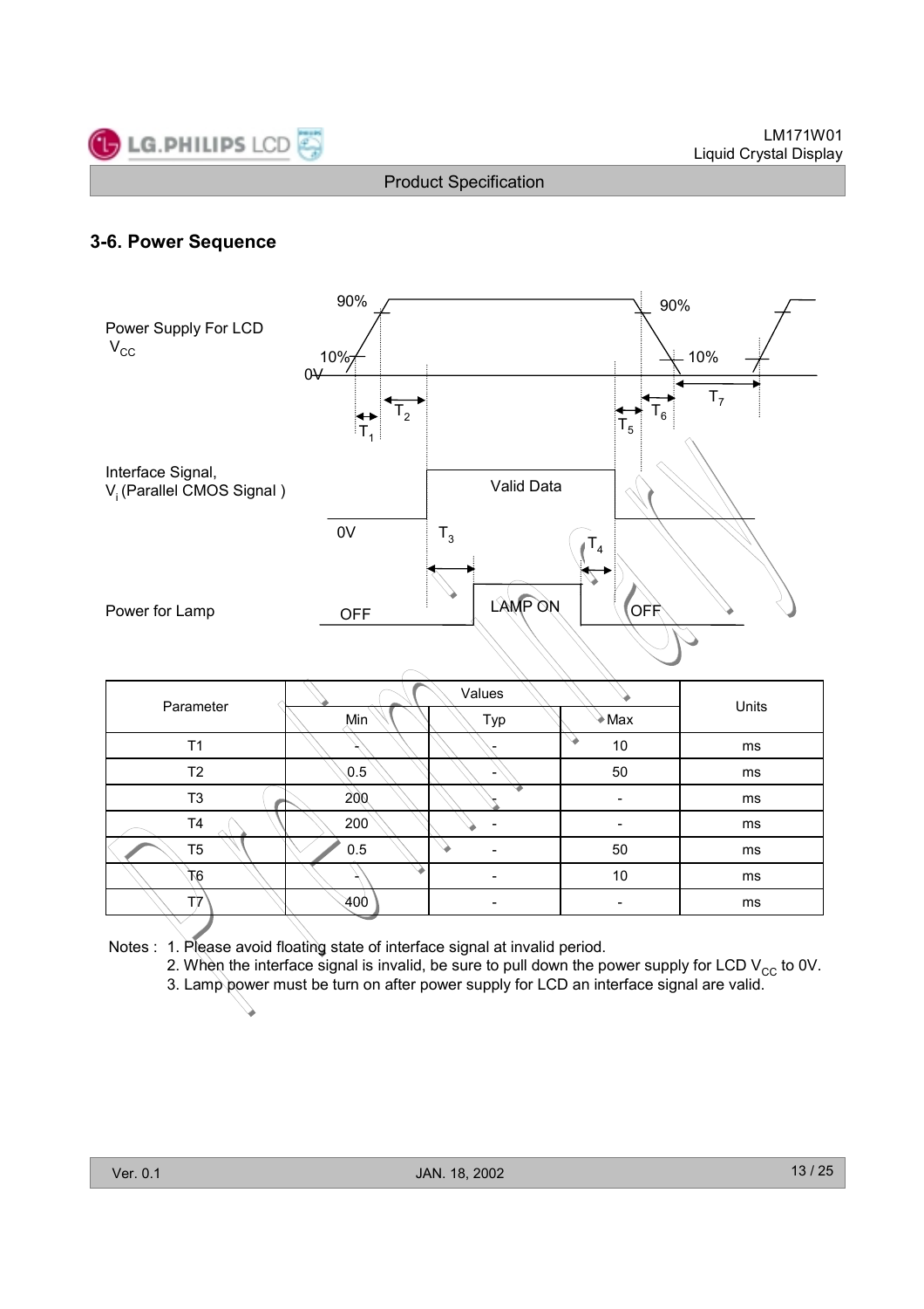### 3-6. Power Sequence

| Parameter | Values | | | Units |
|---|---|---|---|---|
| | Min | Typ | Max | |
| T1 | - | - | 10 | ms |
| T2 | 0.5 | - | 50 | ms |
| T3 | 200 | - | - | ms |
| T4 | 200 | - | - | ms |
| T5 | 0.5 | - | 50 | ms |
| T6 | - | - | 10 | ms |
| T7 | 400 | - | - | ms |

Notes :
1. Please avoid floating state of interface signal at invalid period.
2. When the interface signal is invalid, be sure to pull down the power supply for LCD $V_{CC}$ to 0V.
3. Lamp power must be turn on after power supply for LCD an interface signal are valid.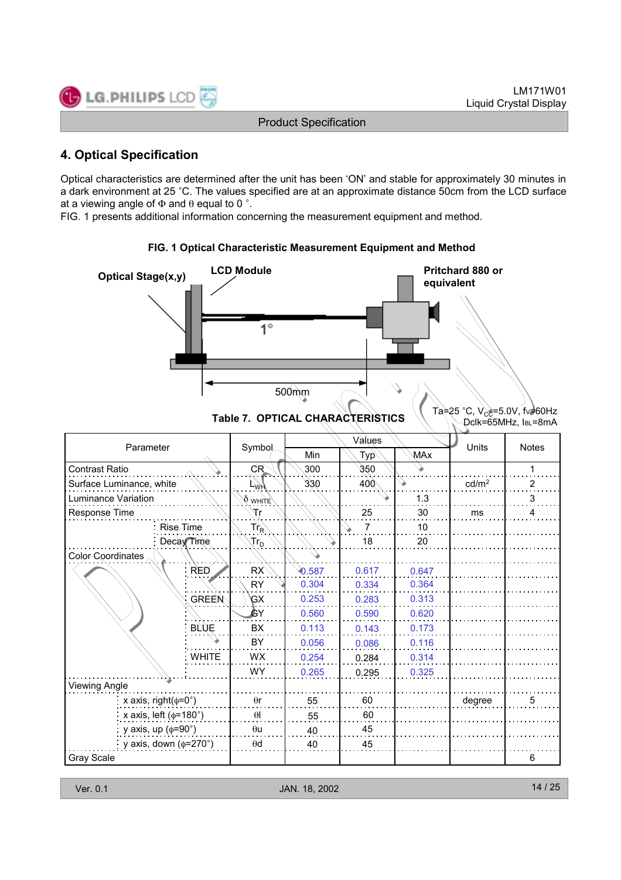# 4. Optical Specification

Optical characteristics are determined after the unit has been ‘ON’ and stable for approximately 30 minutes in a dark environment at 25 °C. The values specified are at an approximate distance 50cm from the LCD surface at a viewing angle of Φ and θ equal to 0 °.

FIG. 1 presents additional information concerning the measurement equipment and method.

**FIG. 1 Optical Characteristic Measurement Equipment and Method**

Optical Stage(x,y) — LCD Module — 1° — 500mm — Pritchard 880 or equivalent

**Table 7. OPTICAL CHARACTERISTICS**

Ta=25 °C, $V_{CC}$=5.0V, $f_V$=60Hz, Dclk=65MHz, $I_{BL}$=8mA

| Parameter | | Symbol | Values | | | Units | Notes |
|---|---|---|---|---|---|---|---|
| | | | Min | Typ | MAx | | |
| Contrast Ratio | | CR | 300 | 350 | | | 1 |
| Surface Luminance, white | | $L_{WH}$ | 330 | 400 | | cd/m² | 2 |
| Luminance Variation | | $\delta_{WHITE}$ | | | 1.3 | | 3 |
| Response Time | | Tr | | 25 | 30 | ms | 4 |
| | Rise Time | $Tr_R$ | | 7 | 10 | | |
| | Decay Time | $Tr_D$ | | 18 | 20 | | |
| Color Coordinates | | | | | | | |
| | RED | RX | 0.587 | 0.617 | 0.647 | | |
| | | RY | 0.304 | 0.334 | 0.364 | | |
| | GREEN | GX | 0.253 | 0.283 | 0.313 | | |
| | | GY | 0.560 | 0.590 | 0.620 | | |
| | BLUE | BX | 0.113 | 0.143 | 0.173 | | |
| | | BY | 0.056 | 0.086 | 0.116 | | |
| | WHITE | WX | 0.254 | 0.284 | 0.314 | | |
| | | WY | 0.265 | 0.295 | 0.325 | | |
| Viewing Angle | | | | | | | |
| | x axis, right(φ=0°) | θr | 55 | 60 | | degree | 5 |
| | x axis, left (φ=180°) | θl | 55 | 60 | | | |
| | y axis, up (φ=90°) | θu | 40 | 45 | | | |
| | y axis, down (φ=270°) | θd | 40 | 45 | | | |
| Gray Scale | | | | | | | 6 |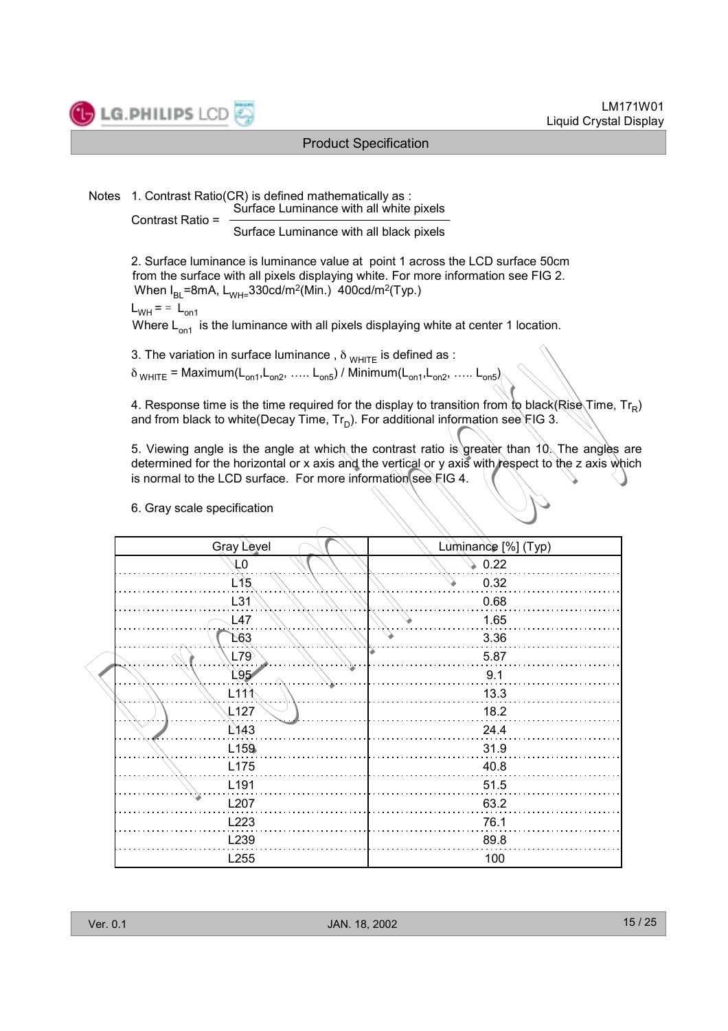Notes 1. Contrast Ratio(CR) is defined mathematically as :

$$\text{Contrast Ratio} = \frac{\text{Surface Luminance with all white pixels}}{\text{Surface Luminance with all black pixels}}$$

2. Surface luminance is luminance value at point 1 across the LCD surface 50cm from the surface with all pixels displaying white. For more information see FIG 2.
When $I_{BL}$=8mA, $L_{WH=}$330cd/m$^2$(Min.) 400cd/m$^2$(Typ.)

$L_{WH} = L_{on1}$

Where $L_{on1}$ is the luminance with all pixels displaying white at center 1 location.

3. The variation in surface luminance , $\delta_{WHITE}$ is defined as :

$\delta_{WHITE}$ = Maximum($L_{on1}$,$L_{on2}$, ….. $L_{on5}$) / Minimum($L_{on1}$,$L_{on2}$, ….. $L_{on5}$)

4. Response time is the time required for the display to transition from to black(Rise Time, $Tr_R$) and from black to white(Decay Time, $Tr_D$). For additional information see FIG 3.

5. Viewing angle is the angle at which the contrast ratio is greater than 10. The angles are determined for the horizontal or x axis and the vertical or y axis with respect to the z axis which is normal to the LCD surface. For more information see FIG 4.

6. Gray scale specification

| Gray Level | Luminance [%] (Typ) |
|---|---|
| L0 | 0.22 |
| L15 | 0.32 |
| L31 | 0.68 |
| L47 | 1.65 |
| L63 | 3.36 |
| L79 | 5.87 |
| L95 | 9.1 |
| L111 | 13.3 |
| L127 | 18.2 |
| L143 | 24.4 |
| L159 | 31.9 |
| L175 | 40.8 |
| L191 | 51.5 |
| L207 | 63.2 |
| L223 | 76.1 |
| L239 | 89.8 |
| L255 | 100 |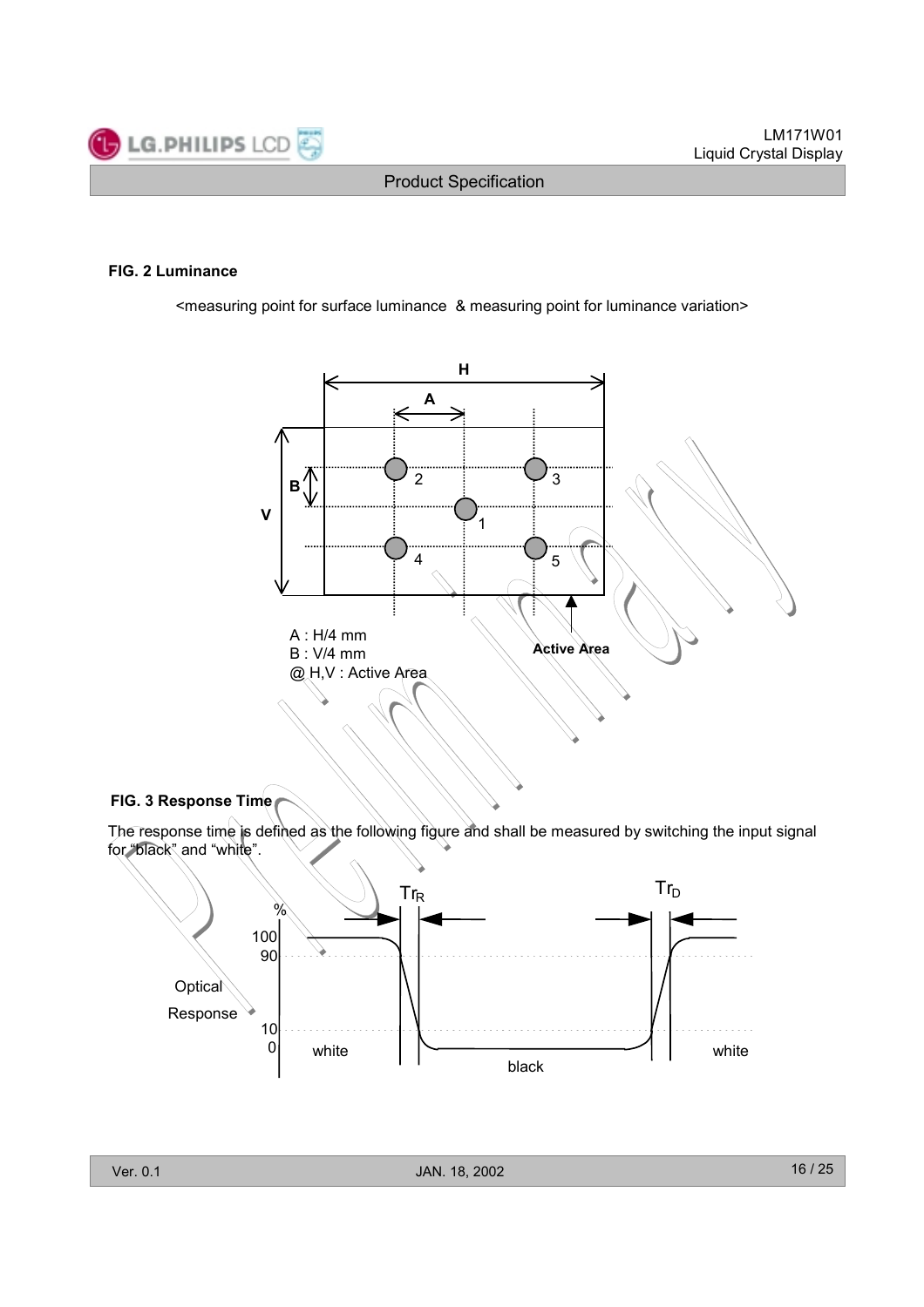### FIG. 2 Luminance

<measuring point for surface luminance & measuring point for luminance variation>

A : H/4 mm
B : V/4 mm
@ H,V : Active Area

### FIG. 3 Response Time

The response time is defined as the following figure and shall be measured by switching the input signal for "black" and "white".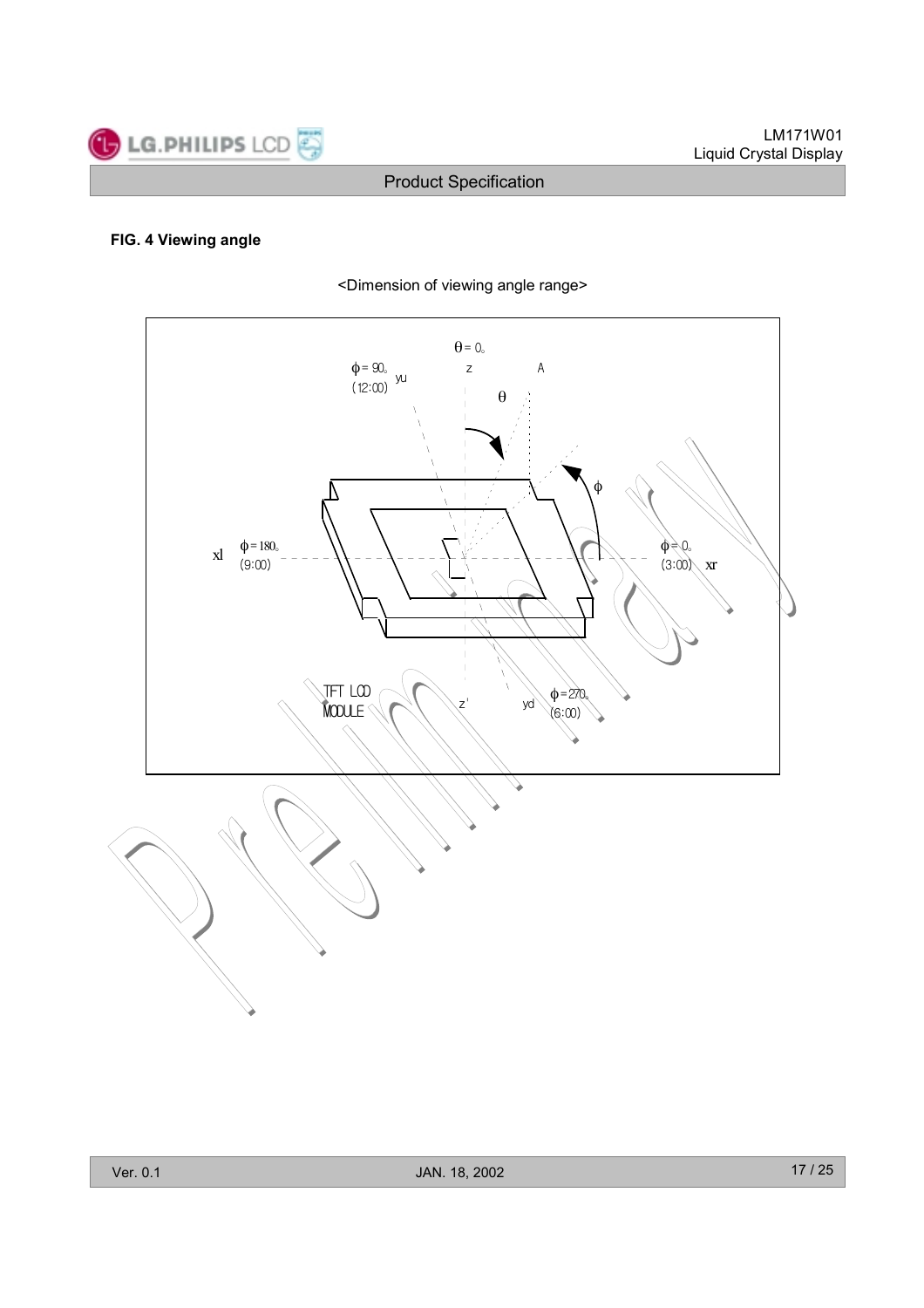**FIG. 4 Viewing angle**

<Dimension of viewing angle range>

$\theta = 0°$

z

A

$\phi = 90°$ (12:00) yu

$\theta$

$\phi$

xl $\phi = 180°$ (9:00)

$\phi = 0°$ (3:00) xr

TFT LCD MODULE

z'

yd

$\phi = 270°$ (6:00)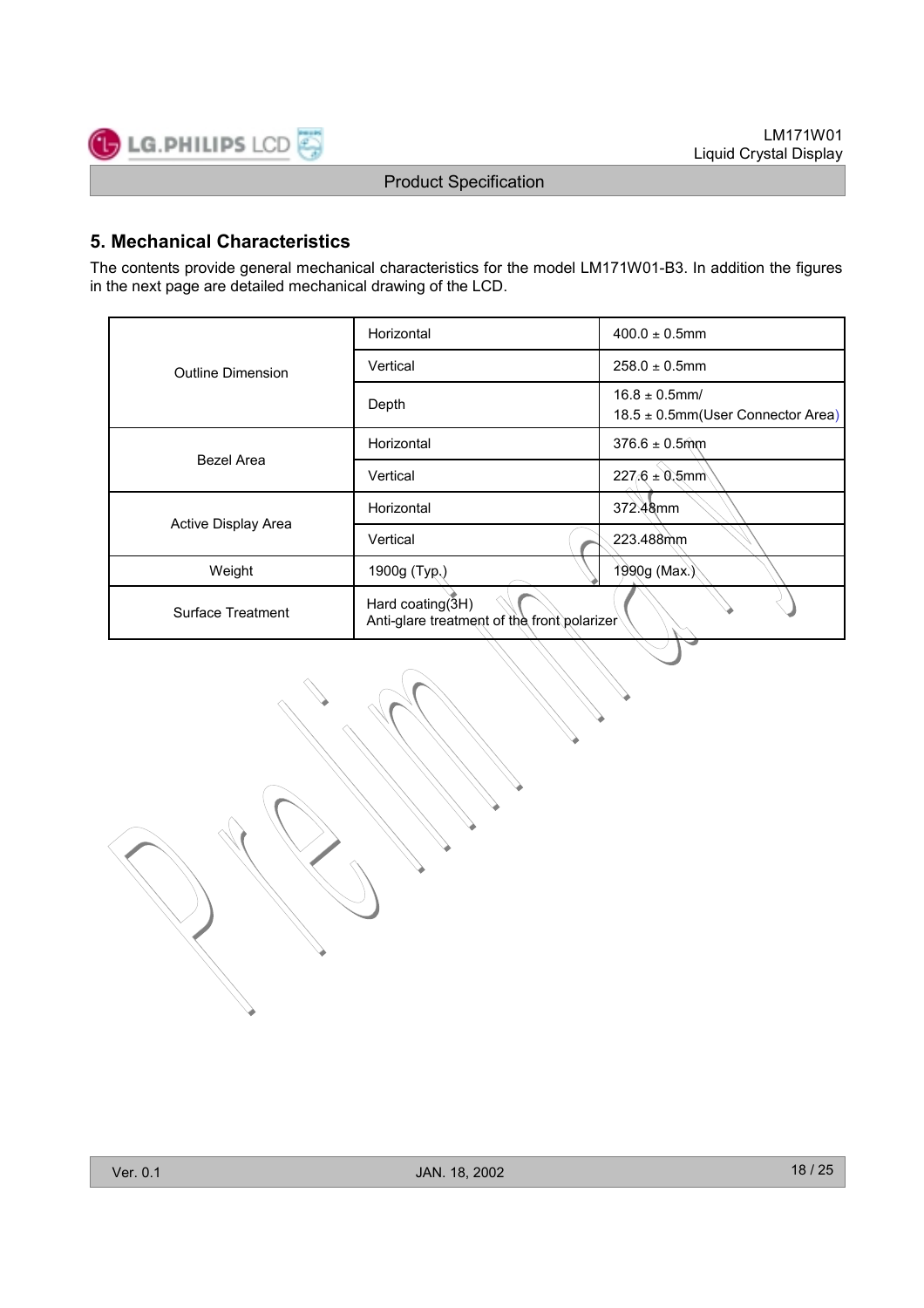## 5. Mechanical Characteristics

The contents provide general mechanical characteristics for the model LM171W01-B3. In addition the figures in the next page are detailed mechanical drawing of the LCD.

| | | |
|---|---|---|
| Outline Dimension | Horizontal | 400.0 ± 0.5mm |
| | Vertical | 258.0 ± 0.5mm |
| | Depth | 16.8 ± 0.5mm/<br>18.5 ± 0.5mm(User Connector Area) |
| Bezel Area | Horizontal | 376.6 ± 0.5mm |
| | Vertical | 227.6 ± 0.5mm |
| Active Display Area | Horizontal | 372.48mm |
| | Vertical | 223.488mm |
| Weight | 1900g (Typ.) | 1990g (Max.) |
| Surface Treatment | Hard coating(3H)<br>Anti-glare treatment of the front polarizer | |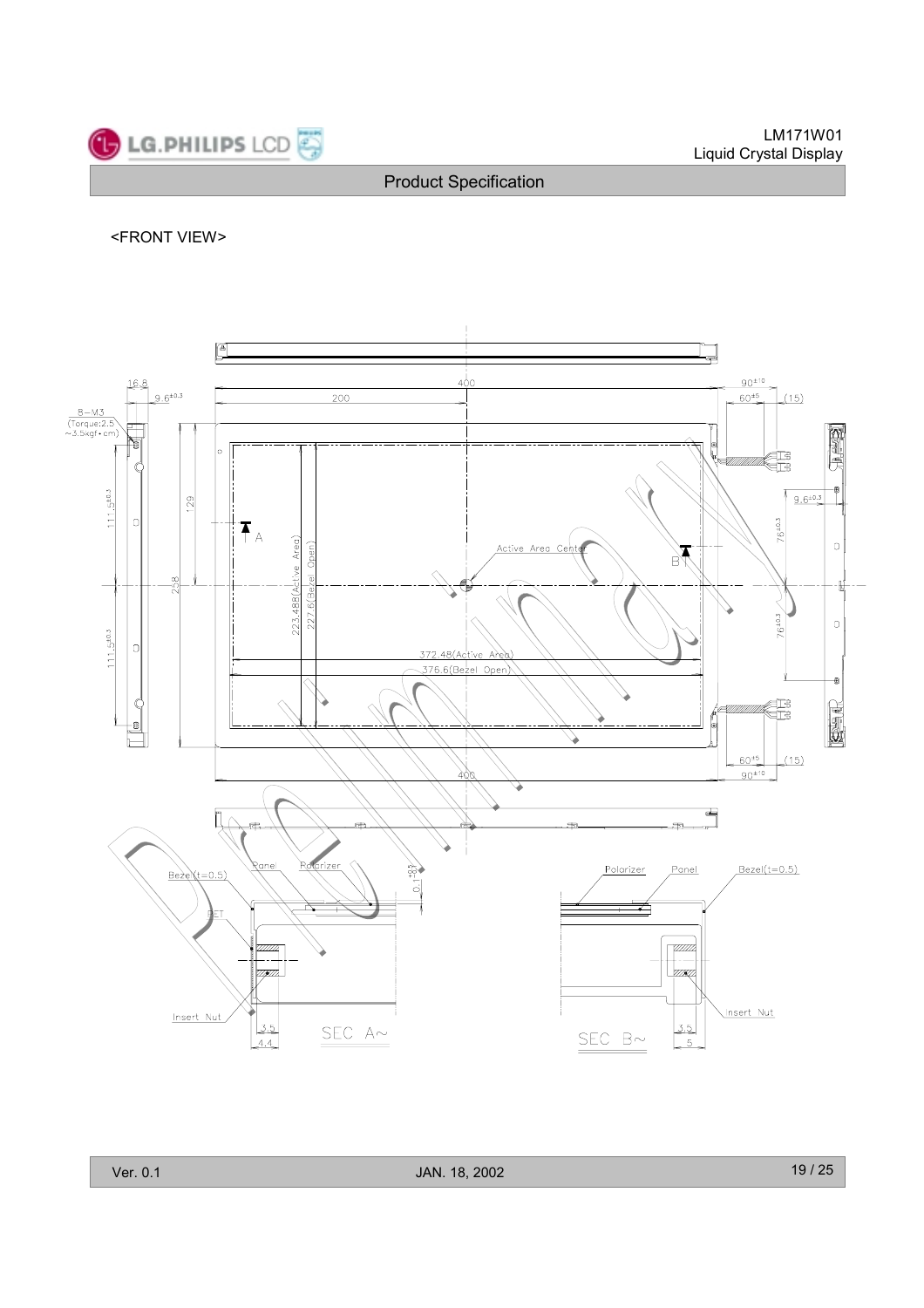<FRONT VIEW>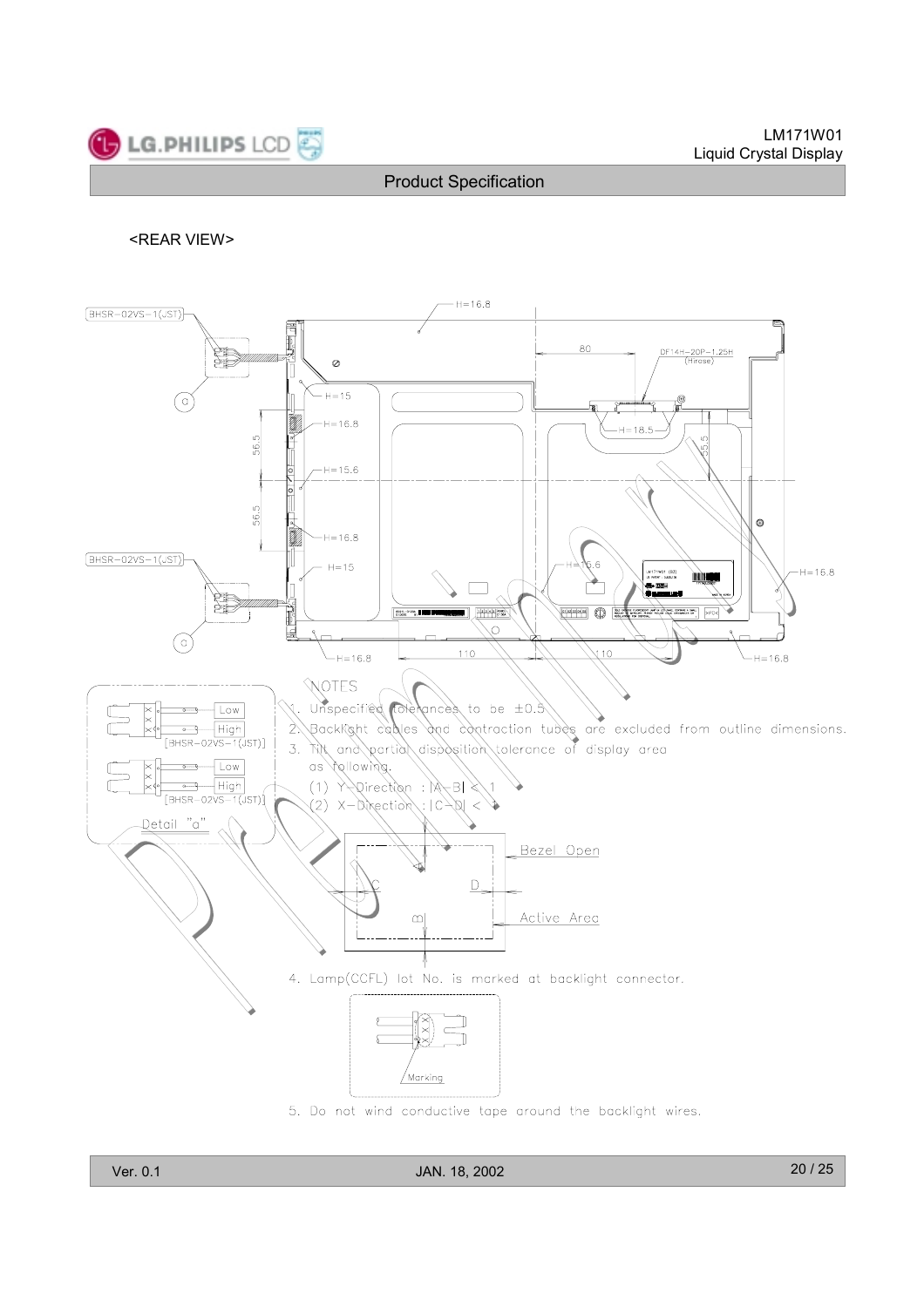<REAR VIEW>

NOTES

1. Unspecified tolerances to be ±0.5
2. Backlight cables and contraction tubes are excluded from outline dimensions.
3. Tilt and partial disposition tolerance of display area as following.
   (1) Y-Direction : |A-B| < 1
   (2) X-Direction : |C-D| < 1
4. Lamp(CCFL) lot No. is marked at backlight connector.
5. Do not wind conductive tape around the backlight wires.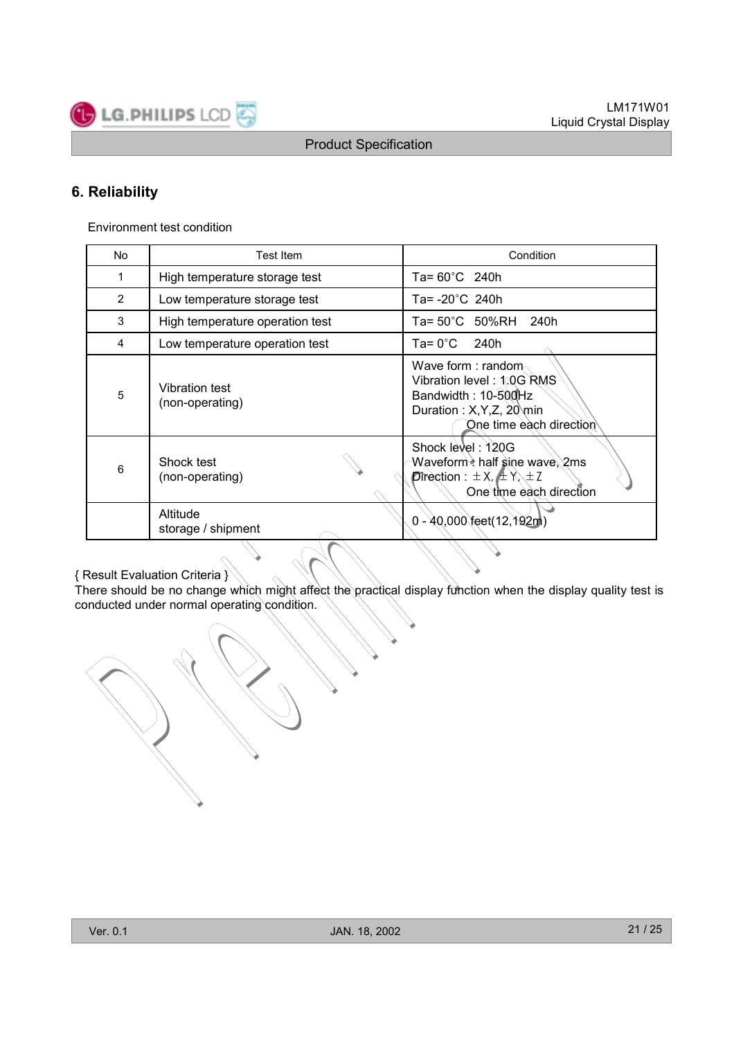## 6. Reliability

Environment test condition

| No | Test Item | Condition |
|---|---|---|
| 1 | High temperature storage test | Ta= 60°C 240h |
| 2 | Low temperature storage test | Ta= -20°C 240h |
| 3 | High temperature operation test | Ta= 50°C 50%RH 240h |
| 4 | Low temperature operation test | Ta= 0°C 240h |
| 5 | Vibration test<br>(non-operating) | Wave form : random<br>Vibration level : 1.0G RMS<br>Bandwidth : 10-500Hz<br>Duration : X,Y,Z, 20 min<br>One time each direction |
| 6 | Shock test<br>(non-operating) | Shock level : 120G<br>Waveform : half sine wave, 2ms<br>Direction : ±X, ±Y, ±Z<br>One time each direction |
| | Altitude<br>storage / shipment | 0 - 40,000 feet(12,192m) |

{ Result Evaluation Criteria }
There should be no change which might affect the practical display function when the display quality test is conducted under normal operating condition.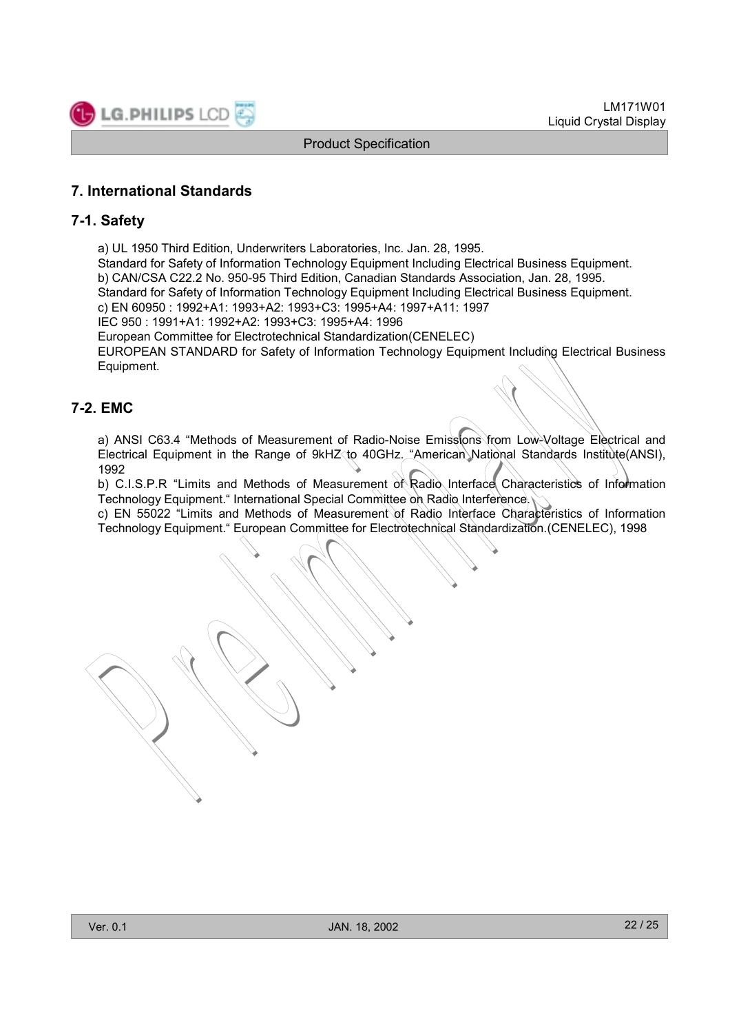# 7. International Standards

## 7-1. Safety

a) UL 1950 Third Edition, Underwriters Laboratories, Inc. Jan. 28, 1995.
Standard for Safety of Information Technology Equipment Including Electrical Business Equipment.
b) CAN/CSA C22.2 No. 950-95 Third Edition, Canadian Standards Association, Jan. 28, 1995.
Standard for Safety of Information Technology Equipment Including Electrical Business Equipment.
c) EN 60950 : 1992+A1: 1993+A2: 1993+C3: 1995+A4: 1997+A11: 1997
IEC 950 : 1991+A1: 1992+A2: 1993+C3: 1995+A4: 1996
European Committee for Electrotechnical Standardization(CENELEC)
EUROPEAN STANDARD for Safety of Information Technology Equipment Including Electrical Business Equipment.

## 7-2. EMC

a) ANSI C63.4 "Methods of Measurement of Radio-Noise Emissions from Low-Voltage Electrical and Electrical Equipment in the Range of 9kHZ to 40GHz. "American National Standards Institute(ANSI), 1992
b) C.I.S.P.R "Limits and Methods of Measurement of Radio Interface Characteristics of Information Technology Equipment." International Special Committee on Radio Interference.
c) EN 55022 "Limits and Methods of Measurement of Radio Interface Characteristics of Information Technology Equipment." European Committee for Electrotechnical Standardization.(CENELEC), 1998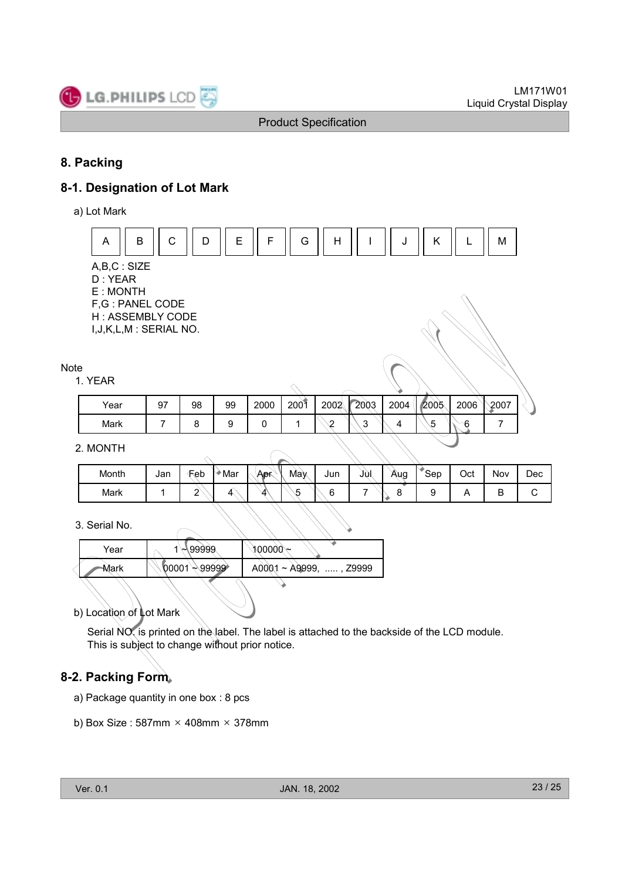## 8. Packing

### 8-1. Designation of Lot Mark

a) Lot Mark

| A | B | C | D | E | F | G | H | I | J | K | L | M |
|---|---|---|---|---|---|---|---|---|---|---|---|---|

A,B,C : SIZE
D : YEAR
E : MONTH
F,G : PANEL CODE
H : ASSEMBLY CODE
I,J,K,L,M : SERIAL NO.

Note

1. YEAR

| Year | 97 | 98 | 99 | 2000 | 2001 | 2002 | 2003 | 2004 | 2005 | 2006 | 2007 |
|---|---|---|---|---|---|---|---|---|---|---|---|
| Mark | 7 | 8 | 9 | 0 | 1 | 2 | 3 | 4 | 5 | 6 | 7 |

2. MONTH

| Month | Jan | Feb | Mar | Apr | May | Jun | Jul | Aug | Sep | Oct | Nov | Dec |
|---|---|---|---|---|---|---|---|---|---|---|---|---|
| Mark | 1 | 2 | 4 | 4 | 5 | 6 | 7 | 8 | 9 | A | B | C |

3. Serial No.

| Year | 1 ~ 99999 | 100000 ~ |
|---|---|---|
| Mark | 00001 ~ 99999 | A0001 ~ A9999, ..... , Z9999 |

b) Location of Lot Mark

Serial NO. is printed on the label. The label is attached to the backside of the LCD module.
This is subject to change without prior notice.

### 8-2. Packing Form

a) Package quantity in one box : 8 pcs

b) Box Size : 587mm × 408mm × 378mm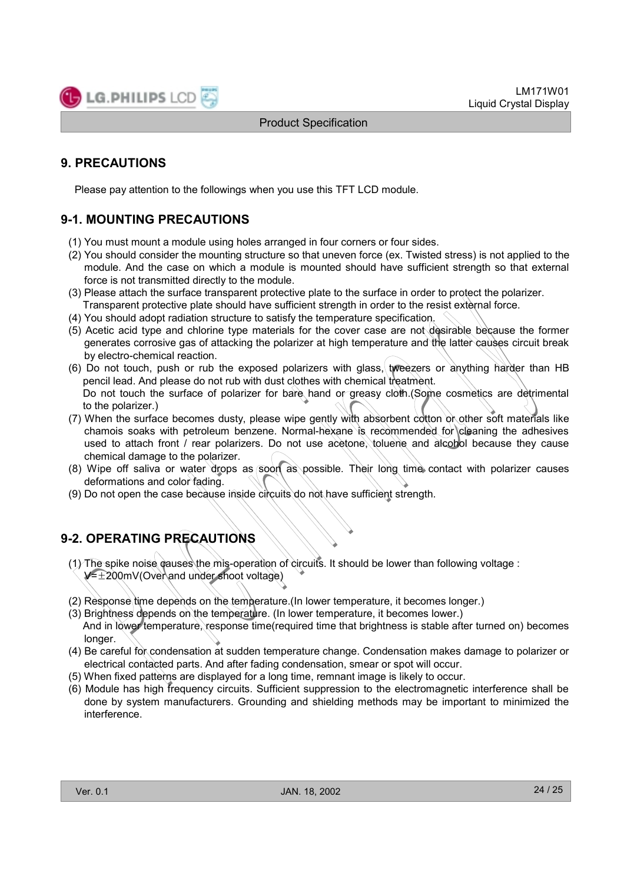# 9. PRECAUTIONS

Please pay attention to the followings when you use this TFT LCD module.

## 9-1. MOUNTING PRECAUTIONS

(1) You must mount a module using holes arranged in four corners or four sides.
(2) You should consider the mounting structure so that uneven force (ex. Twisted stress) is not applied to the module. And the case on which a module is mounted should have sufficient strength so that external force is not transmitted directly to the module.
(3) Please attach the surface transparent protective plate to the surface in order to protect the polarizer. Transparent protective plate should have sufficient strength in order to the resist external force.
(4) You should adopt radiation structure to satisfy the temperature specification.
(5) Acetic acid type and chlorine type materials for the cover case are not desirable because the former generates corrosive gas of attacking the polarizer at high temperature and the latter causes circuit break by electro-chemical reaction.
(6) Do not touch, push or rub the exposed polarizers with glass, tweezers or anything harder than HB pencil lead. And please do not rub with dust clothes with chemical treatment.
Do not touch the surface of polarizer for bare hand or greasy cloth.(Some cosmetics are detrimental to the polarizer.)
(7) When the surface becomes dusty, please wipe gently with absorbent cotton or other soft materials like chamois soaks with petroleum benzene. Normal-hexane is recommended for cleaning the adhesives used to attach front / rear polarizers. Do not use acetone, toluene and alcohol because they cause chemical damage to the polarizer.
(8) Wipe off saliva or water drops as soon as possible. Their long time contact with polarizer causes deformations and color fading.
(9) Do not open the case because inside circuits do not have sufficient strength.

## 9-2. OPERATING PRECAUTIONS

(1) The spike noise causes the mis-operation of circuits. It should be lower than following voltage : V=±200mV(Over and under shoot voltage)

(2) Response time depends on the temperature.(In lower temperature, it becomes longer.)
(3) Brightness depends on the temperature. (In lower temperature, it becomes lower.)
And in lower temperature, response time(required time that brightness is stable after turned on) becomes longer.
(4) Be careful for condensation at sudden temperature change. Condensation makes damage to polarizer or electrical contacted parts. And after fading condensation, smear or spot will occur.
(5) When fixed patterns are displayed for a long time, remnant image is likely to occur.
(6) Module has high frequency circuits. Sufficient suppression to the electromagnetic interference shall be done by system manufacturers. Grounding and shielding methods may be important to minimized the interference.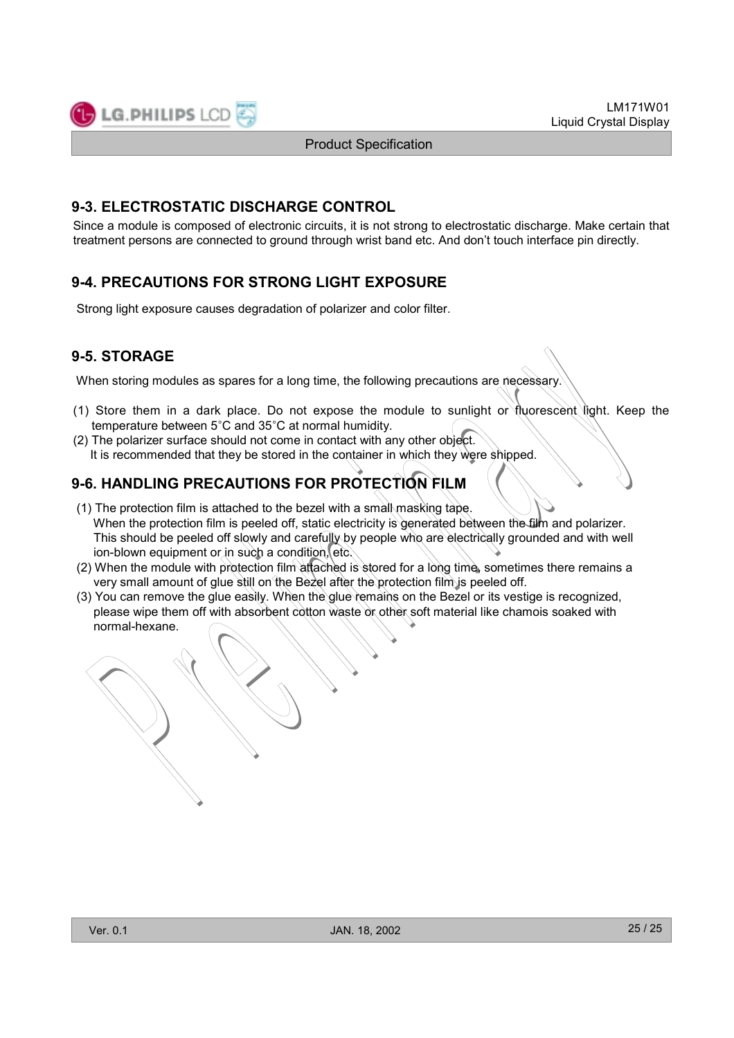## 9-3. ELECTROSTATIC DISCHARGE CONTROL

Since a module is composed of electronic circuits, it is not strong to electrostatic discharge. Make certain that treatment persons are connected to ground through wrist band etc. And don't touch interface pin directly.

## 9-4. PRECAUTIONS FOR STRONG LIGHT EXPOSURE

Strong light exposure causes degradation of polarizer and color filter.

## 9-5. STORAGE

When storing modules as spares for a long time, the following precautions are necessary.

(1) Store them in a dark place. Do not expose the module to sunlight or fluorescent light. Keep the temperature between 5°C and 35°C at normal humidity.
(2) The polarizer surface should not come in contact with any other object.
It is recommended that they be stored in the container in which they were shipped.

## 9-6. HANDLING PRECAUTIONS FOR PROTECTION FILM

(1) The protection film is attached to the bezel with a small masking tape.
When the protection film is peeled off, static electricity is generated between the film and polarizer. This should be peeled off slowly and carefully by people who are electrically grounded and with well ion-blown equipment or in such a condition, etc.
(2) When the module with protection film attached is stored for a long time, sometimes there remains a very small amount of glue still on the Bezel after the protection film is peeled off.
(3) You can remove the glue easily. When the glue remains on the Bezel or its vestige is recognized, please wipe them off with absorbent cotton waste or other soft material like chamois soaked with normal-hexane.